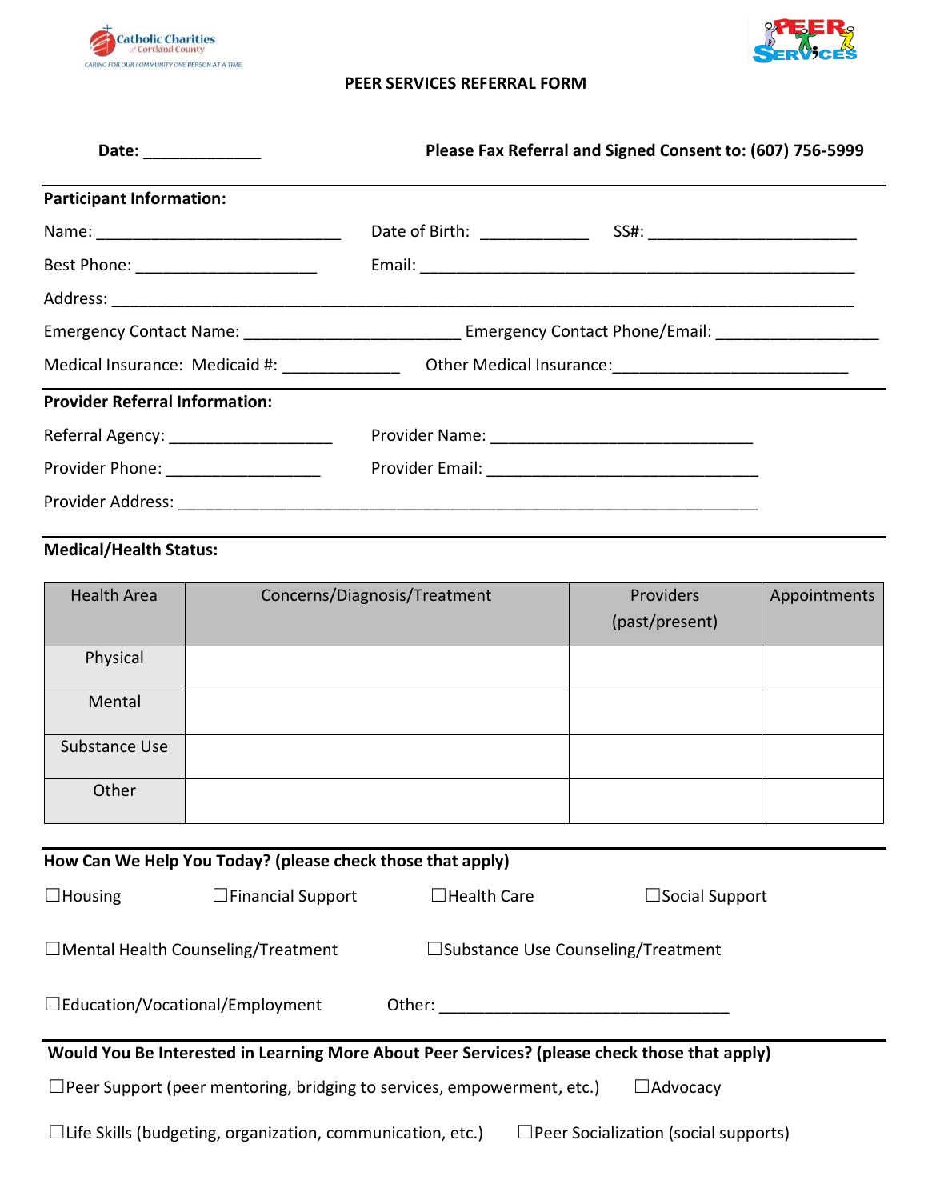Catholic Charities of Cortland County
CARING FOR OUR COMMUNITY ONE PERSON AT A TIME

PEER SERVICES

# PEER SERVICES REFERRAL FORM

**Date:** _____________ **Please Fax Referral and Signed Consent to: (607) 756-5999**

**Participant Information:**

Name: ___________________________ Date of Birth: ____________ SS#: ______________________

Best Phone: ____________________ Email: _________________________________________________

Address: ____________________________________________________________________________

Emergency Contact Name: ________________________ Emergency Contact Phone/Email: __________________

Medical Insurance: Medicaid #: _____________ Other Medical Insurance:__________________________

**Provider Referral Information:**

Referral Agency: __________________ Provider Name: _____________________________

Provider Phone: _________________ Provider Email: ______________________________

Provider Address: __________________________________________________________________

**Medical/Health Status:**

| Health Area | Concerns/Diagnosis/Treatment | Providers (past/present) | Appointments |
|---|---|---|---|
| Physical | | | |
| Mental | | | |
| Substance Use | | | |
| Other | | | |

**How Can We Help You Today? (please check those that apply)**

☐Housing ☐Financial Support ☐Health Care ☐Social Support

☐Mental Health Counseling/Treatment ☐Substance Use Counseling/Treatment

☐Education/Vocational/Employment Other: ________________________________

**Would You Be Interested in Learning More About Peer Services? (please check those that apply)**

☐Peer Support (peer mentoring, bridging to services, empowerment, etc.) ☐Advocacy

☐Life Skills (budgeting, organization, communication, etc.) ☐Peer Socialization (social supports)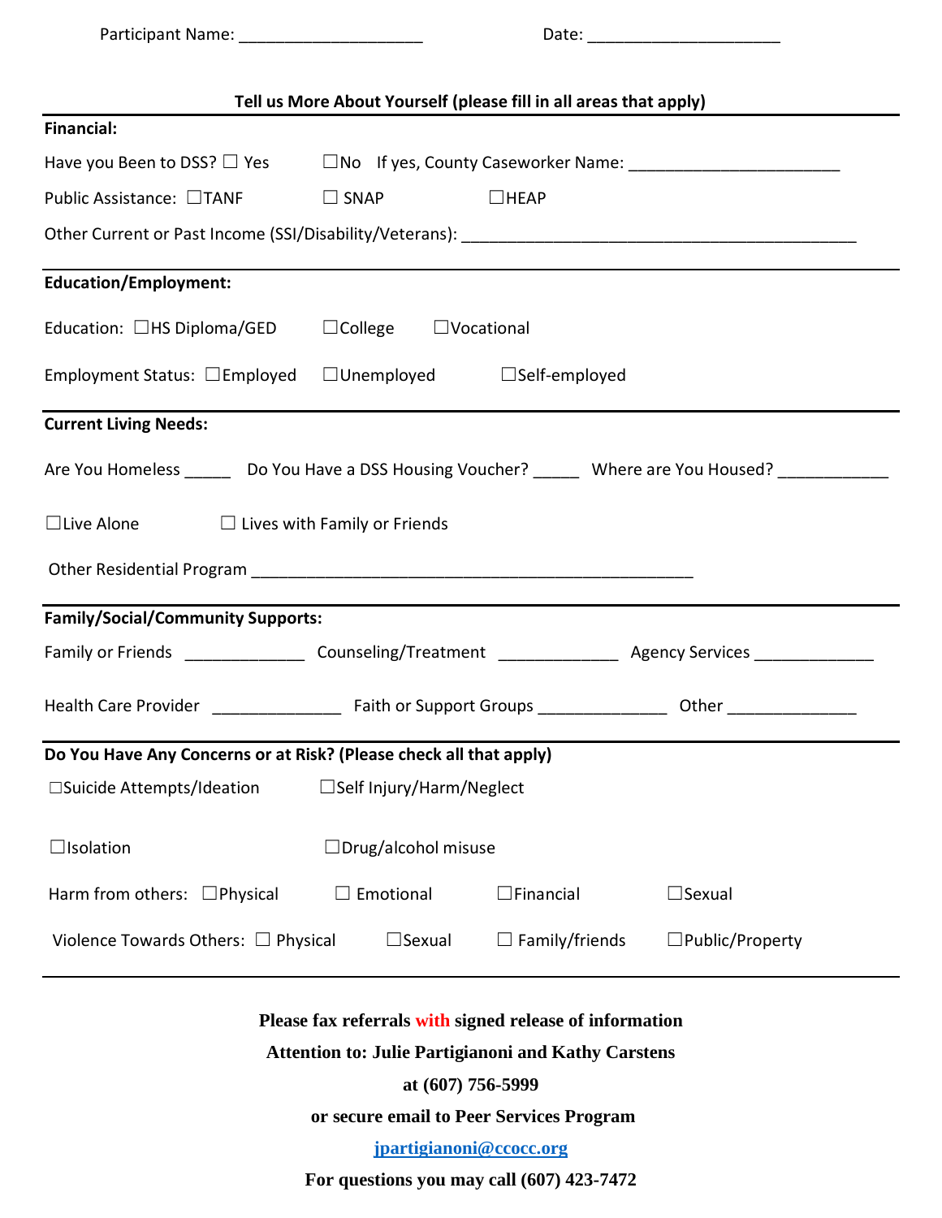Participant Name: ____________________ Date: _____________________

**Tell us More About Yourself (please fill in all areas that apply)**

**Financial:**

Have you Been to DSS? ☐ Yes ☐No If yes, County Caseworker Name: _______________________

Public Assistance: ☐TANF ☐ SNAP ☐HEAP

Other Current or Past Income (SSI/Disability/Veterans): ____________________________________________

**Education/Employment:**

Education: ☐HS Diploma/GED ☐College ☐Vocational

Employment Status: ☐Employed ☐Unemployed ☐Self-employed

**Current Living Needs:**

Are You Homeless _____ Do You Have a DSS Housing Voucher? _____ Where are You Housed? ____________

☐Live Alone ☐ Lives with Family or Friends

Other Residential Program _________________________________________________

**Family/Social/Community Supports:**

Family or Friends _____________ Counseling/Treatment _____________ Agency Services _____________

Health Care Provider ______________ Faith or Support Groups ______________ Other ______________

**Do You Have Any Concerns or at Risk? (Please check all that apply)**

☐Suicide Attempts/Ideation ☐Self Injury/Harm/Neglect

☐Isolation ☐Drug/alcohol misuse

Harm from others: ☐Physical ☐ Emotional ☐Financial ☐Sexual

Violence Towards Others: ☐ Physical ☐Sexual ☐ Family/friends ☐Public/Property

**Please fax referrals with signed release of information**

**Attention to: Julie Partigianoni and Kathy Carstens**

**at (607) 756-5999**

**or secure email to Peer Services Program**

**jpartigianoni@ccocc.org**

**For questions you may call (607) 423-7472**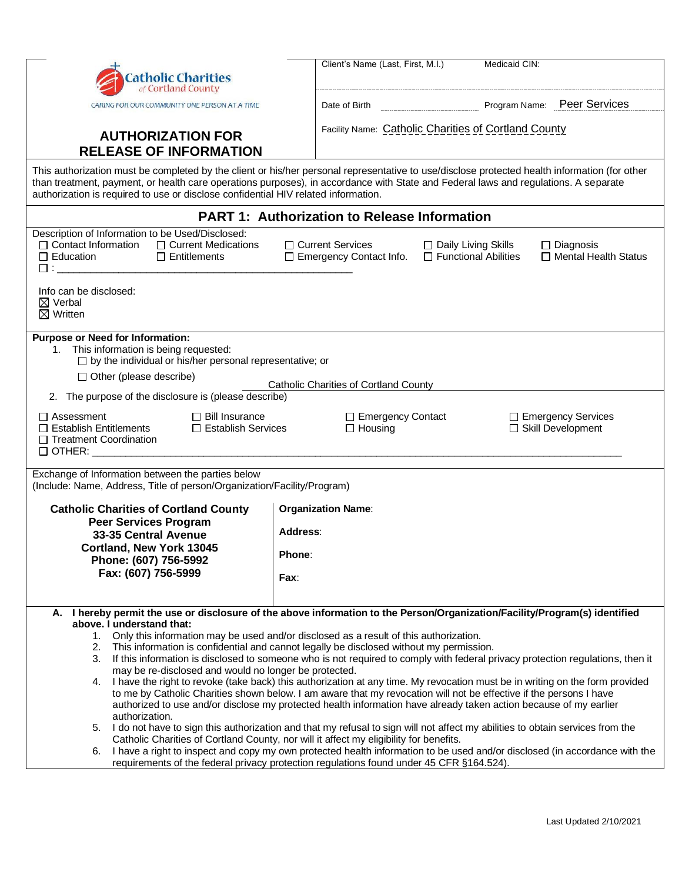Catholic Charities of Cortland County

CARING FOR OUR COMMUNITY ONE PERSON AT A TIME

# AUTHORIZATION FOR RELEASE OF INFORMATION

| Client's Name (Last, First, M.I.) | Medicaid CIN: |
|---|---|
| Date of Birth | Program Name: Peer Services |
| Facility Name: Catholic Charities of Cortland County | |

This authorization must be completed by the client or his/her personal representative to use/disclose protected health information (for other than treatment, payment, or health care operations purposes), in accordance with State and Federal laws and regulations. A separate authorization is required to use or disclose confidential HIV related information.

## PART 1: Authorization to Release Information

Description of Information to be Used/Disclosed:

☐ Contact Information ☐ Current Medications ☐ Current Services ☐ Daily Living Skills ☐ Diagnosis
☐ Education ☐ Entitlements ☐ Emergency Contact Info. ☐ Functional Abilities ☐ Mental Health Status
☐ : ____________________________________________

Info can be disclosed:
☒ Verbal
☒ Written

**Purpose or Need for Information:**

1. This information is being requested:
   ☐ by the individual or his/her personal representative; or
   ☐ Other (please describe) Catholic Charities of Cortland County
2. The purpose of the disclosure is (please describe)

☐ Assessment ☐ Bill Insurance ☐ Emergency Contact ☐ Emergency Services
☐ Establish Entitlements ☐ Establish Services ☐ Housing ☐ Skill Development
☐ Treatment Coordination
☐ OTHER: ____________________________________________

Exchange of Information between the parties below
(Include: Name, Address, Title of person/Organization/Facility/Program)

| | |
|---|---|
| **Catholic Charities of Cortland County**<br>**Peer Services Program**<br>**33-35 Central Avenue**<br>**Cortland, New York 13045**<br>**Phone: (607) 756-5992**<br>**Fax: (607) 756-5999** | **Organization Name**:<br>**Address**:<br>**Phone**:<br>**Fax**: |

**A. I hereby permit the use or disclosure of the above information to the Person/Organization/Facility/Program(s) identified above. I understand that:**

1. Only this information may be used and/or disclosed as a result of this authorization.
2. This information is confidential and cannot legally be disclosed without my permission.
3. If this information is disclosed to someone who is not required to comply with federal privacy protection regulations, then it may be re-disclosed and would no longer be protected.
4. I have the right to revoke (take back) this authorization at any time. My revocation must be in writing on the form provided to me by Catholic Charities shown below. I am aware that my revocation will not be effective if the persons I have authorized to use and/or disclose my protected health information have already taken action because of my earlier authorization.
5. I do not have to sign this authorization and that my refusal to sign will not affect my abilities to obtain services from the Catholic Charities of Cortland County, nor will it affect my eligibility for benefits.
6. I have a right to inspect and copy my own protected health information to be used and/or disclosed (in accordance with the requirements of the federal privacy protection regulations found under 45 CFR §164.524).

Last Updated 2/10/2021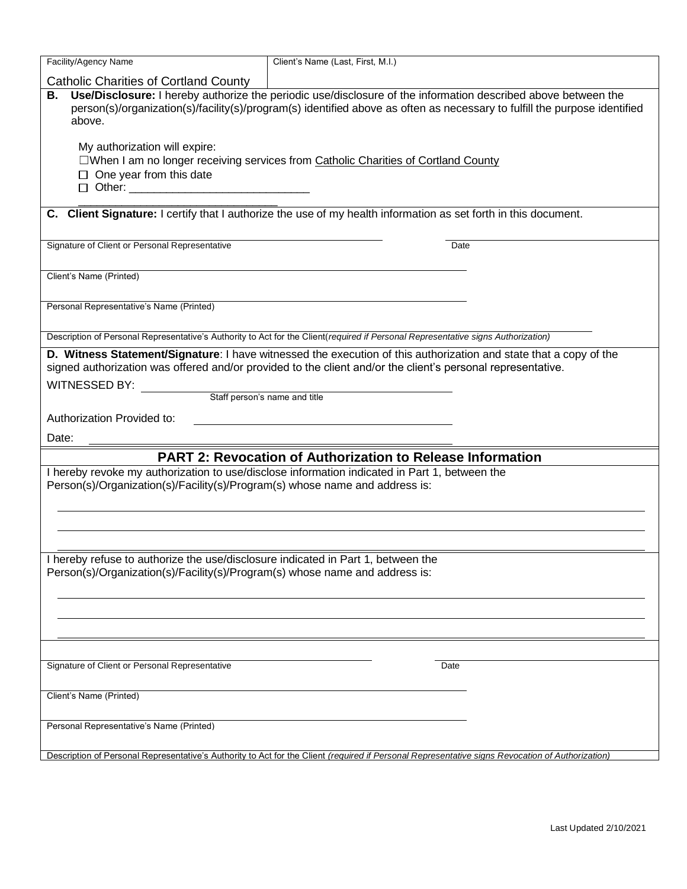| Facility/Agency Name | Client's Name (Last, First, M.I.) |
| --- | --- |
| Catholic Charities of Cortland County | |

**B. Use/Disclosure:** I hereby authorize the periodic use/disclosure of the information described above between the person(s)/organization(s)/facility(s)/program(s) identified above as often as necessary to fulfill the purpose identified above.

My authorization will expire:

☐ When I am no longer receiving services from Catholic Charities of Cortland County

☐ One year from this date

☐ Other: ______________________________

______________________________

**C. Client Signature:** I certify that I authorize the use of my health information as set forth in this document.

Signature of Client or Personal Representative ______________________ Date ______________

Client's Name (Printed) ______________________

Personal Representative's Name (Printed) ______________________

Description of Personal Representative's Authority to Act for the Client *(required if Personal Representative signs Authorization)* ______________________

**D. Witness Statement/Signature**: I have witnessed the execution of this authorization and state that a copy of the signed authorization was offered and/or provided to the client and/or the client's personal representative.

WITNESSED BY: ______________________
Staff person's name and title

Authorization Provided to: ______________________

Date: ______________________

## PART 2: Revocation of Authorization to Release Information

I hereby revoke my authorization to use/disclose information indicated in Part 1, between the Person(s)/Organization(s)/Facility(s)/Program(s) whose name and address is:

______________________

______________________

______________________

I hereby refuse to authorize the use/disclosure indicated in Part 1, between the Person(s)/Organization(s)/Facility(s)/Program(s) whose name and address is:

______________________

______________________

______________________

Signature of Client or Personal Representative ______________________ Date ______________

Client's Name (Printed) ______________________

Personal Representative's Name (Printed) ______________________

Description of Personal Representative's Authority to Act for the Client *(required if Personal Representative signs Revocation of Authorization)*

Last Updated 2/10/2021